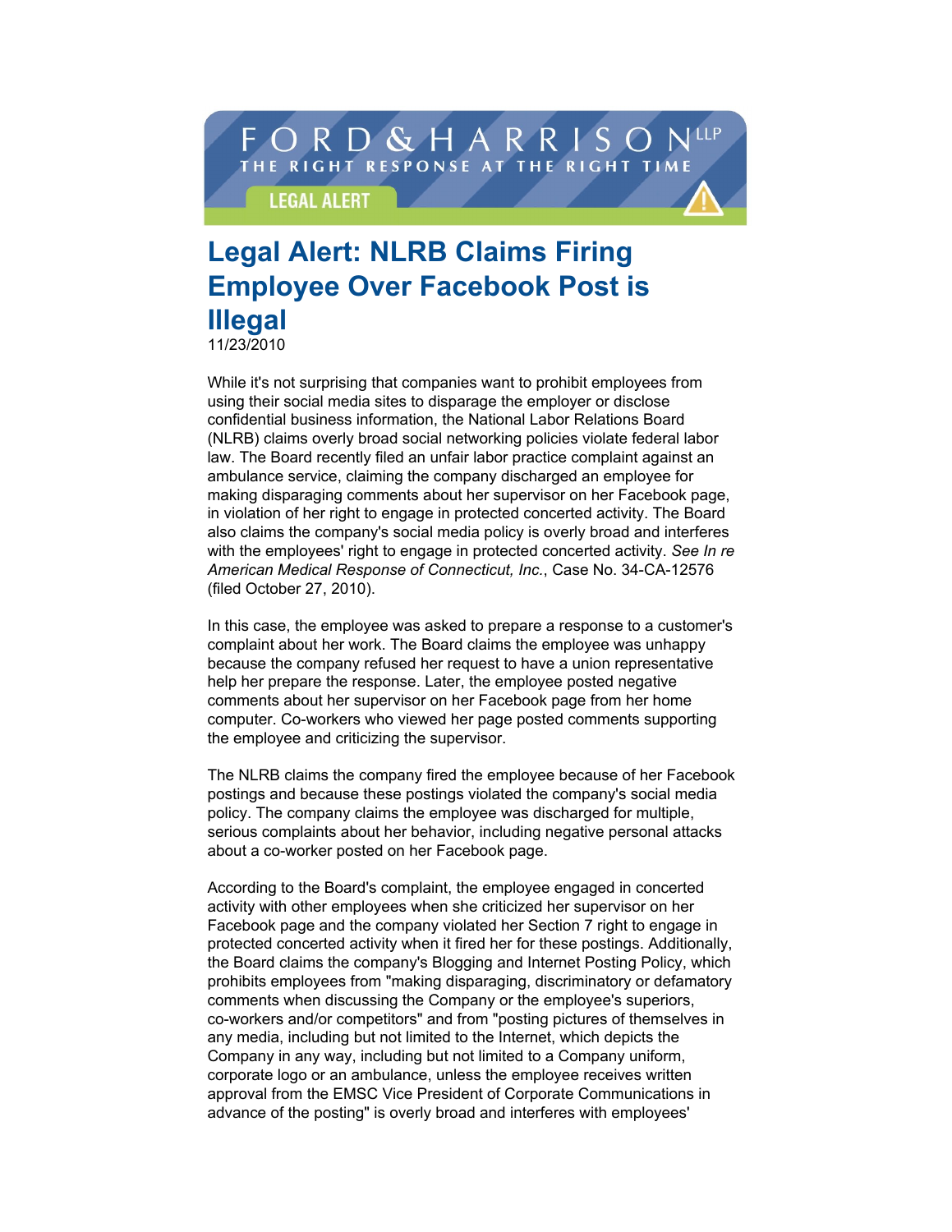FORD & HARRISON LLP

THE RIGHT RESPONSE AT THE RIGHT TIME

LEGAL ALERT

# Legal Alert: NLRB Claims Firing Employee Over Facebook Post is Illegal

11/23/2010

While it's not surprising that companies want to prohibit employees from using their social media sites to disparage the employer or disclose confidential business information, the National Labor Relations Board (NLRB) claims overly broad social networking policies violate federal labor law. The Board recently filed an unfair labor practice complaint against an ambulance service, claiming the company discharged an employee for making disparaging comments about her supervisor on her Facebook page, in violation of her right to engage in protected concerted activity. The Board also claims the company's social media policy is overly broad and interferes with the employees' right to engage in protected concerted activity. *See In re American Medical Response of Connecticut, Inc.*, Case No. 34-CA-12576 (filed October 27, 2010).

In this case, the employee was asked to prepare a response to a customer's complaint about her work. The Board claims the employee was unhappy because the company refused her request to have a union representative help her prepare the response. Later, the employee posted negative comments about her supervisor on her Facebook page from her home computer. Co-workers who viewed her page posted comments supporting the employee and criticizing the supervisor.

The NLRB claims the company fired the employee because of her Facebook postings and because these postings violated the company's social media policy. The company claims the employee was discharged for multiple, serious complaints about her behavior, including negative personal attacks about a co-worker posted on her Facebook page.

According to the Board's complaint, the employee engaged in concerted activity with other employees when she criticized her supervisor on her Facebook page and the company violated her Section 7 right to engage in protected concerted activity when it fired her for these postings. Additionally, the Board claims the company's Blogging and Internet Posting Policy, which prohibits employees from "making disparaging, discriminatory or defamatory comments when discussing the Company or the employee's superiors, co-workers and/or competitors" and from "posting pictures of themselves in any media, including but not limited to the Internet, which depicts the Company in any way, including but not limited to a Company uniform, corporate logo or an ambulance, unless the employee receives written approval from the EMSC Vice President of Corporate Communications in advance of the posting" is overly broad and interferes with employees'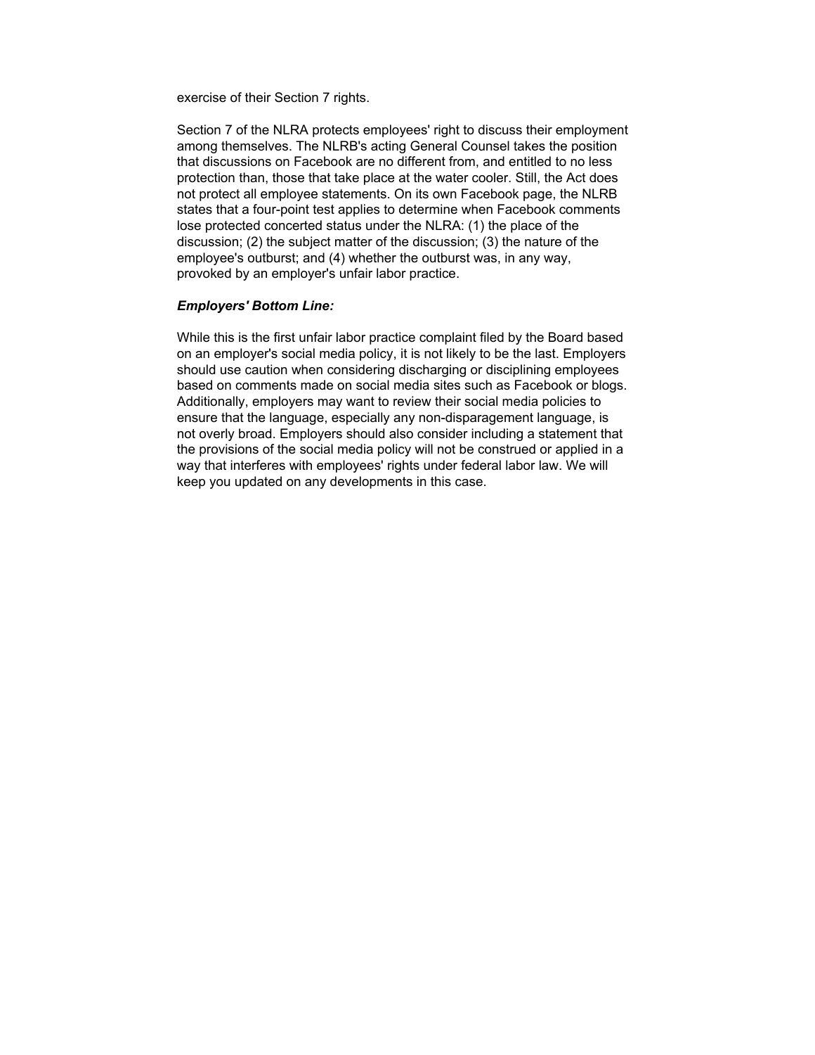exercise of their Section 7 rights.

Section 7 of the NLRA protects employees' right to discuss their employment among themselves. The NLRB's acting General Counsel takes the position that discussions on Facebook are no different from, and entitled to no less protection than, those that take place at the water cooler. Still, the Act does not protect all employee statements. On its own Facebook page, the NLRB states that a four-point test applies to determine when Facebook comments lose protected concerted status under the NLRA: (1) the place of the discussion; (2) the subject matter of the discussion; (3) the nature of the employee's outburst; and (4) whether the outburst was, in any way, provoked by an employer's unfair labor practice.

***Employers' Bottom Line:***

While this is the first unfair labor practice complaint filed by the Board based on an employer's social media policy, it is not likely to be the last. Employers should use caution when considering discharging or disciplining employees based on comments made on social media sites such as Facebook or blogs. Additionally, employers may want to review their social media policies to ensure that the language, especially any non-disparagement language, is not overly broad. Employers should also consider including a statement that the provisions of the social media policy will not be construed or applied in a way that interferes with employees' rights under federal labor law. We will keep you updated on any developments in this case.